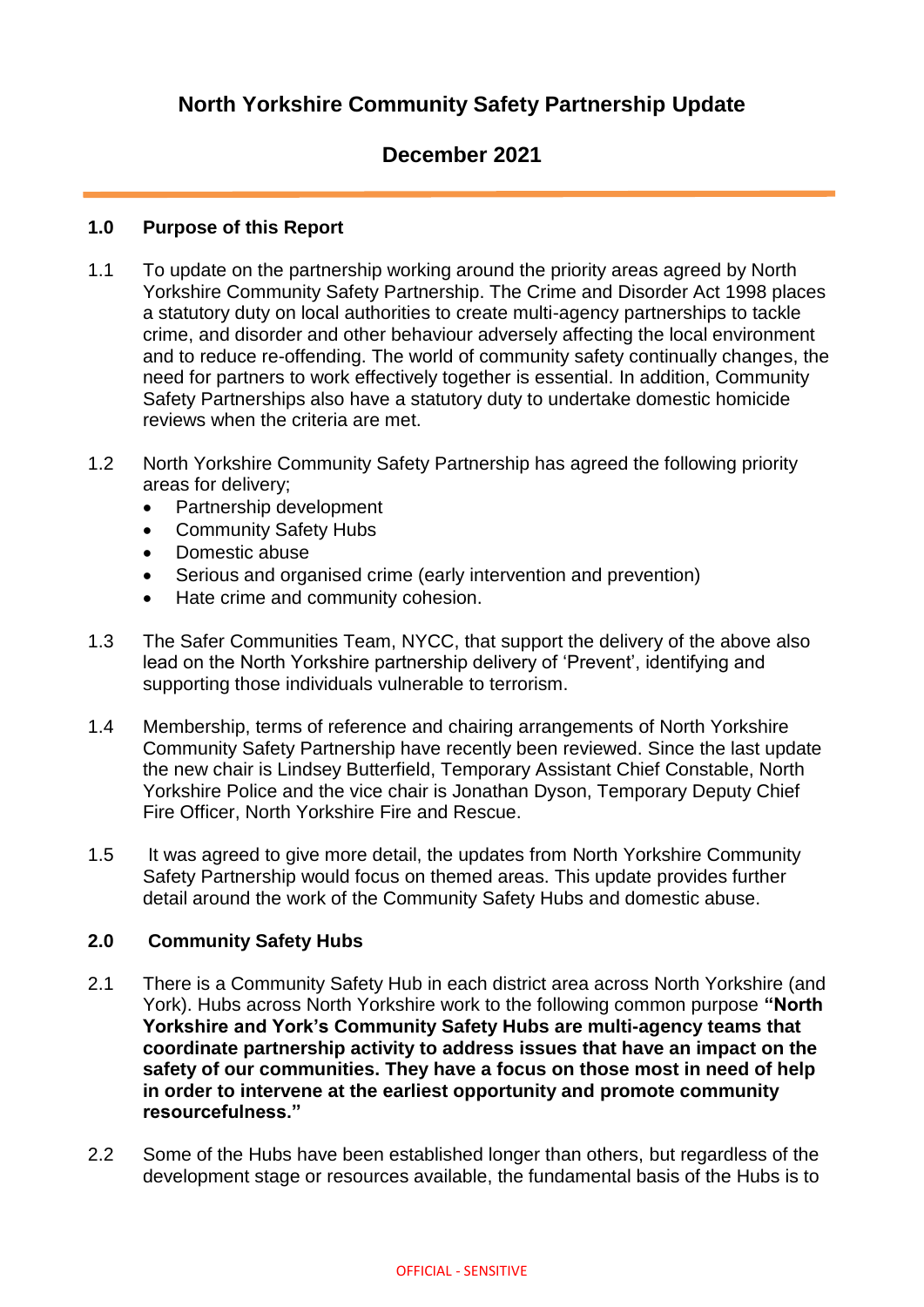# North Yorkshire Community Safety Partnership Update

## December 2021

### 1.0 Purpose of this Report

1.1 To update on the partnership working around the priority areas agreed by North Yorkshire Community Safety Partnership. The Crime and Disorder Act 1998 places a statutory duty on local authorities to create multi-agency partnerships to tackle crime, and disorder and other behaviour adversely affecting the local environment and to reduce re-offending. The world of community safety continually changes, the need for partners to work effectively together is essential. In addition, Community Safety Partnerships also have a statutory duty to undertake domestic homicide reviews when the criteria are met.

1.2 North Yorkshire Community Safety Partnership has agreed the following priority areas for delivery;

- Partnership development
- Community Safety Hubs
- Domestic abuse
- Serious and organised crime (early intervention and prevention)
- Hate crime and community cohesion.

1.3 The Safer Communities Team, NYCC, that support the delivery of the above also lead on the North Yorkshire partnership delivery of 'Prevent', identifying and supporting those individuals vulnerable to terrorism.

1.4 Membership, terms of reference and chairing arrangements of North Yorkshire Community Safety Partnership have recently been reviewed. Since the last update the new chair is Lindsey Butterfield, Temporary Assistant Chief Constable, North Yorkshire Police and the vice chair is Jonathan Dyson, Temporary Deputy Chief Fire Officer, North Yorkshire Fire and Rescue.

1.5 It was agreed to give more detail, the updates from North Yorkshire Community Safety Partnership would focus on themed areas. This update provides further detail around the work of the Community Safety Hubs and domestic abuse.

### 2.0 Community Safety Hubs

2.1 There is a Community Safety Hub in each district area across North Yorkshire (and York). Hubs across North Yorkshire work to the following common purpose **"North Yorkshire and York's Community Safety Hubs are multi-agency teams that coordinate partnership activity to address issues that have an impact on the safety of our communities. They have a focus on those most in need of help in order to intervene at the earliest opportunity and promote community resourcefulness."**

2.2 Some of the Hubs have been established longer than others, but regardless of the development stage or resources available, the fundamental basis of the Hubs is to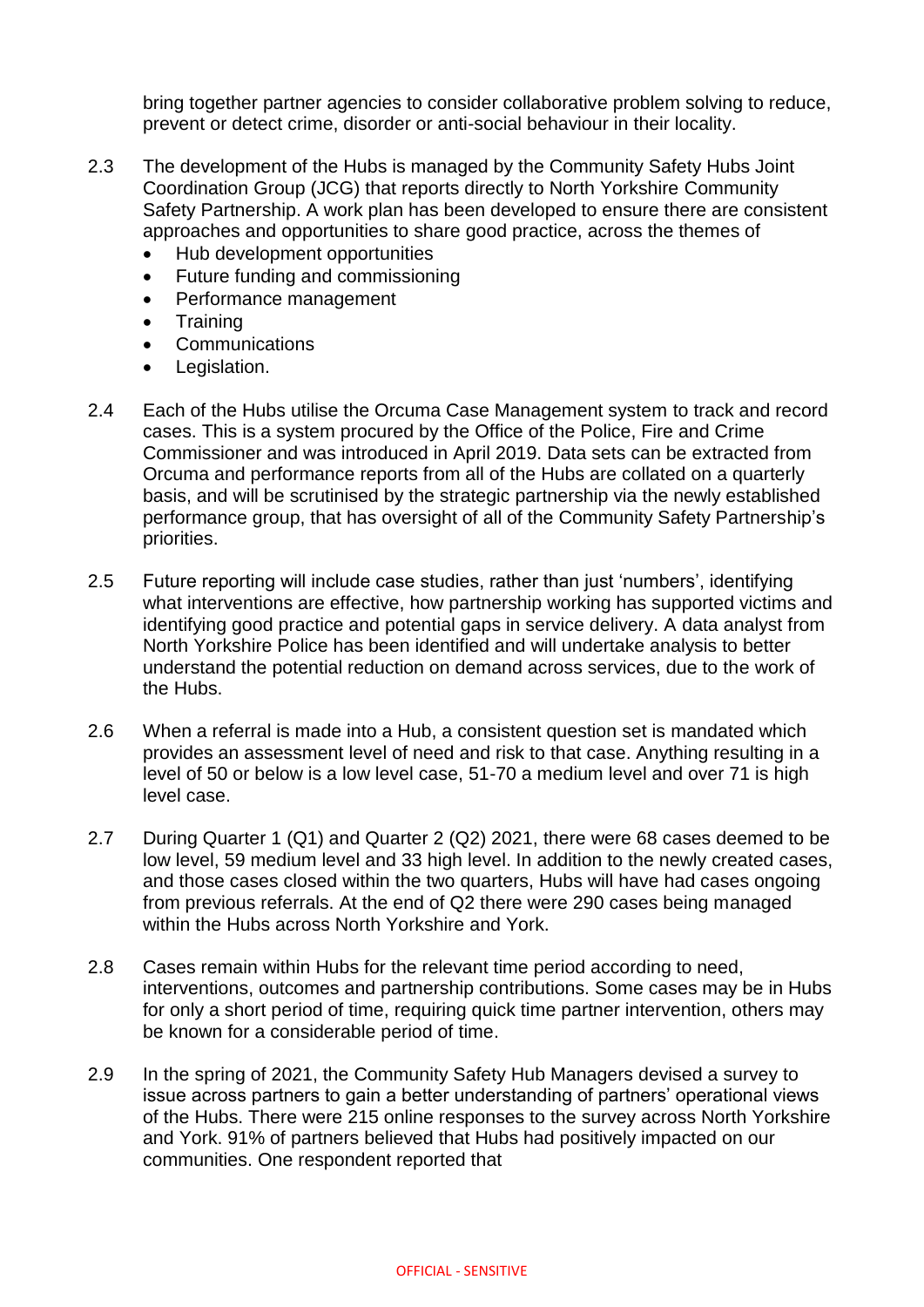bring together partner agencies to consider collaborative problem solving to reduce, prevent or detect crime, disorder or anti-social behaviour in their locality.

2.3 The development of the Hubs is managed by the Community Safety Hubs Joint Coordination Group (JCG) that reports directly to North Yorkshire Community Safety Partnership. A work plan has been developed to ensure there are consistent approaches and opportunities to share good practice, across the themes of

- Hub development opportunities
- Future funding and commissioning
- Performance management
- Training
- Communications
- Legislation.

2.4 Each of the Hubs utilise the Orcuma Case Management system to track and record cases. This is a system procured by the Office of the Police, Fire and Crime Commissioner and was introduced in April 2019. Data sets can be extracted from Orcuma and performance reports from all of the Hubs are collated on a quarterly basis, and will be scrutinised by the strategic partnership via the newly established performance group, that has oversight of all of the Community Safety Partnership's priorities.

2.5 Future reporting will include case studies, rather than just 'numbers', identifying what interventions are effective, how partnership working has supported victims and identifying good practice and potential gaps in service delivery. A data analyst from North Yorkshire Police has been identified and will undertake analysis to better understand the potential reduction on demand across services, due to the work of the Hubs.

2.6 When a referral is made into a Hub, a consistent question set is mandated which provides an assessment level of need and risk to that case. Anything resulting in a level of 50 or below is a low level case, 51-70 a medium level and over 71 is high level case.

2.7 During Quarter 1 (Q1) and Quarter 2 (Q2) 2021, there were 68 cases deemed to be low level, 59 medium level and 33 high level. In addition to the newly created cases, and those cases closed within the two quarters, Hubs will have had cases ongoing from previous referrals. At the end of Q2 there were 290 cases being managed within the Hubs across North Yorkshire and York.

2.8 Cases remain within Hubs for the relevant time period according to need, interventions, outcomes and partnership contributions. Some cases may be in Hubs for only a short period of time, requiring quick time partner intervention, others may be known for a considerable period of time.

2.9 In the spring of 2021, the Community Safety Hub Managers devised a survey to issue across partners to gain a better understanding of partners' operational views of the Hubs. There were 215 online responses to the survey across North Yorkshire and York. 91% of partners believed that Hubs had positively impacted on our communities. One respondent reported that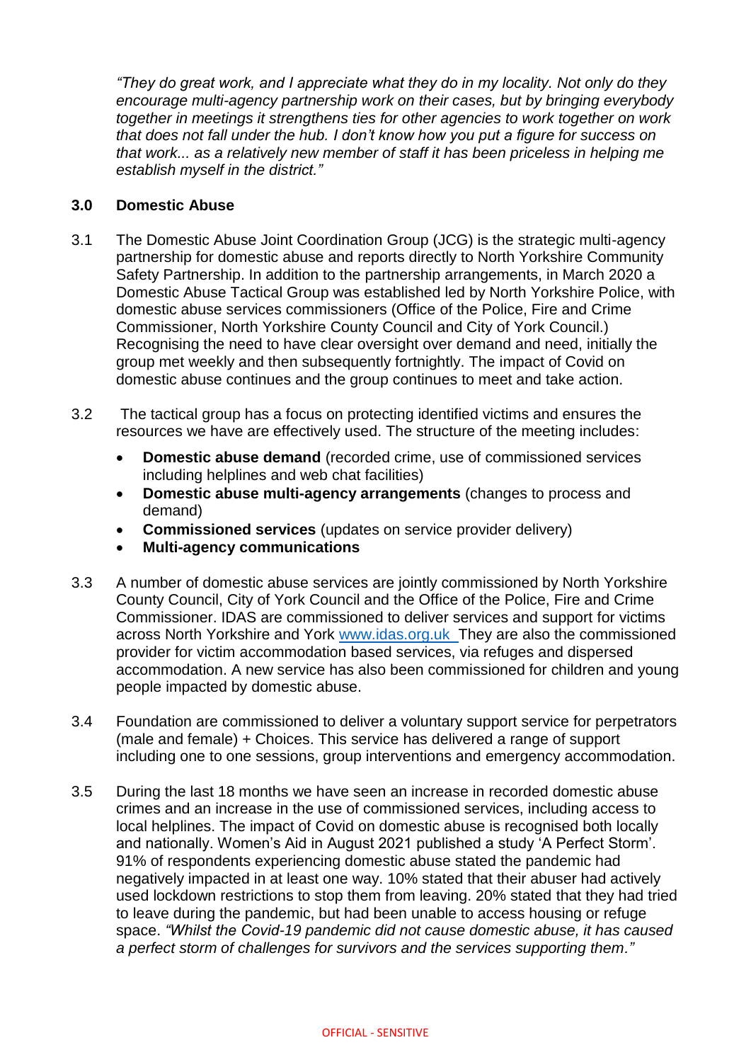*"They do great work, and I appreciate what they do in my locality. Not only do they encourage multi-agency partnership work on their cases, but by bringing everybody together in meetings it strengthens ties for other agencies to work together on work that does not fall under the hub. I don't know how you put a figure for success on that work... as a relatively new member of staff it has been priceless in helping me establish myself in the district."*

## 3.0 Domestic Abuse

3.1 The Domestic Abuse Joint Coordination Group (JCG) is the strategic multi-agency partnership for domestic abuse and reports directly to North Yorkshire Community Safety Partnership. In addition to the partnership arrangements, in March 2020 a Domestic Abuse Tactical Group was established led by North Yorkshire Police, with domestic abuse services commissioners (Office of the Police, Fire and Crime Commissioner, North Yorkshire County Council and City of York Council.) Recognising the need to have clear oversight over demand and need, initially the group met weekly and then subsequently fortnightly. The impact of Covid on domestic abuse continues and the group continues to meet and take action.

3.2 The tactical group has a focus on protecting identified victims and ensures the resources we have are effectively used. The structure of the meeting includes:

- **Domestic abuse demand** (recorded crime, use of commissioned services including helplines and web chat facilities)
- **Domestic abuse multi-agency arrangements** (changes to process and demand)
- **Commissioned services** (updates on service provider delivery)
- **Multi-agency communications**

3.3 A number of domestic abuse services are jointly commissioned by North Yorkshire County Council, City of York Council and the Office of the Police, Fire and Crime Commissioner. IDAS are commissioned to deliver services and support for victims across North Yorkshire and York www.idas.org.uk They are also the commissioned provider for victim accommodation based services, via refuges and dispersed accommodation. A new service has also been commissioned for children and young people impacted by domestic abuse.

3.4 Foundation are commissioned to deliver a voluntary support service for perpetrators (male and female) + Choices. This service has delivered a range of support including one to one sessions, group interventions and emergency accommodation.

3.5 During the last 18 months we have seen an increase in recorded domestic abuse crimes and an increase in the use of commissioned services, including access to local helplines. The impact of Covid on domestic abuse is recognised both locally and nationally. Women's Aid in August 2021 published a study 'A Perfect Storm'. 91% of respondents experiencing domestic abuse stated the pandemic had negatively impacted in at least one way. 10% stated that their abuser had actively used lockdown restrictions to stop them from leaving. 20% stated that they had tried to leave during the pandemic, but had been unable to access housing or refuge space. *"Whilst the Covid-19 pandemic did not cause domestic abuse, it has caused a perfect storm of challenges for survivors and the services supporting them."*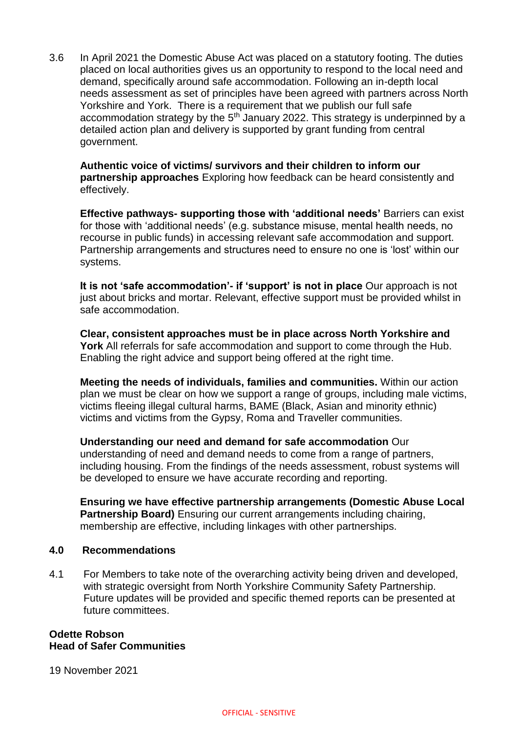3.6 In April 2021 the Domestic Abuse Act was placed on a statutory footing. The duties placed on local authorities gives us an opportunity to respond to the local need and demand, specifically around safe accommodation. Following an in-depth local needs assessment as set of principles have been agreed with partners across North Yorkshire and York. There is a requirement that we publish our full safe accommodation strategy by the 5th January 2022. This strategy is underpinned by a detailed action plan and delivery is supported by grant funding from central government.

**Authentic voice of victims/ survivors and their children to inform our partnership approaches** Exploring how feedback can be heard consistently and effectively.

**Effective pathways- supporting those with 'additional needs'** Barriers can exist for those with 'additional needs' (e.g. substance misuse, mental health needs, no recourse in public funds) in accessing relevant safe accommodation and support. Partnership arrangements and structures need to ensure no one is 'lost' within our systems.

**It is not 'safe accommodation'- if 'support' is not in place** Our approach is not just about bricks and mortar. Relevant, effective support must be provided whilst in safe accommodation.

**Clear, consistent approaches must be in place across North Yorkshire and York** All referrals for safe accommodation and support to come through the Hub. Enabling the right advice and support being offered at the right time.

**Meeting the needs of individuals, families and communities.** Within our action plan we must be clear on how we support a range of groups, including male victims, victims fleeing illegal cultural harms, BAME (Black, Asian and minority ethnic) victims and victims from the Gypsy, Roma and Traveller communities.

**Understanding our need and demand for safe accommodation** Our understanding of need and demand needs to come from a range of partners, including housing. From the findings of the needs assessment, robust systems will be developed to ensure we have accurate recording and reporting.

**Ensuring we have effective partnership arrangements (Domestic Abuse Local Partnership Board)** Ensuring our current arrangements including chairing, membership are effective, including linkages with other partnerships.

## 4.0 Recommendations

4.1 For Members to take note of the overarching activity being driven and developed, with strategic oversight from North Yorkshire Community Safety Partnership. Future updates will be provided and specific themed reports can be presented at future committees.

**Odette Robson**
**Head of Safer Communities**

19 November 2021

OFFICIAL - SENSITIVE